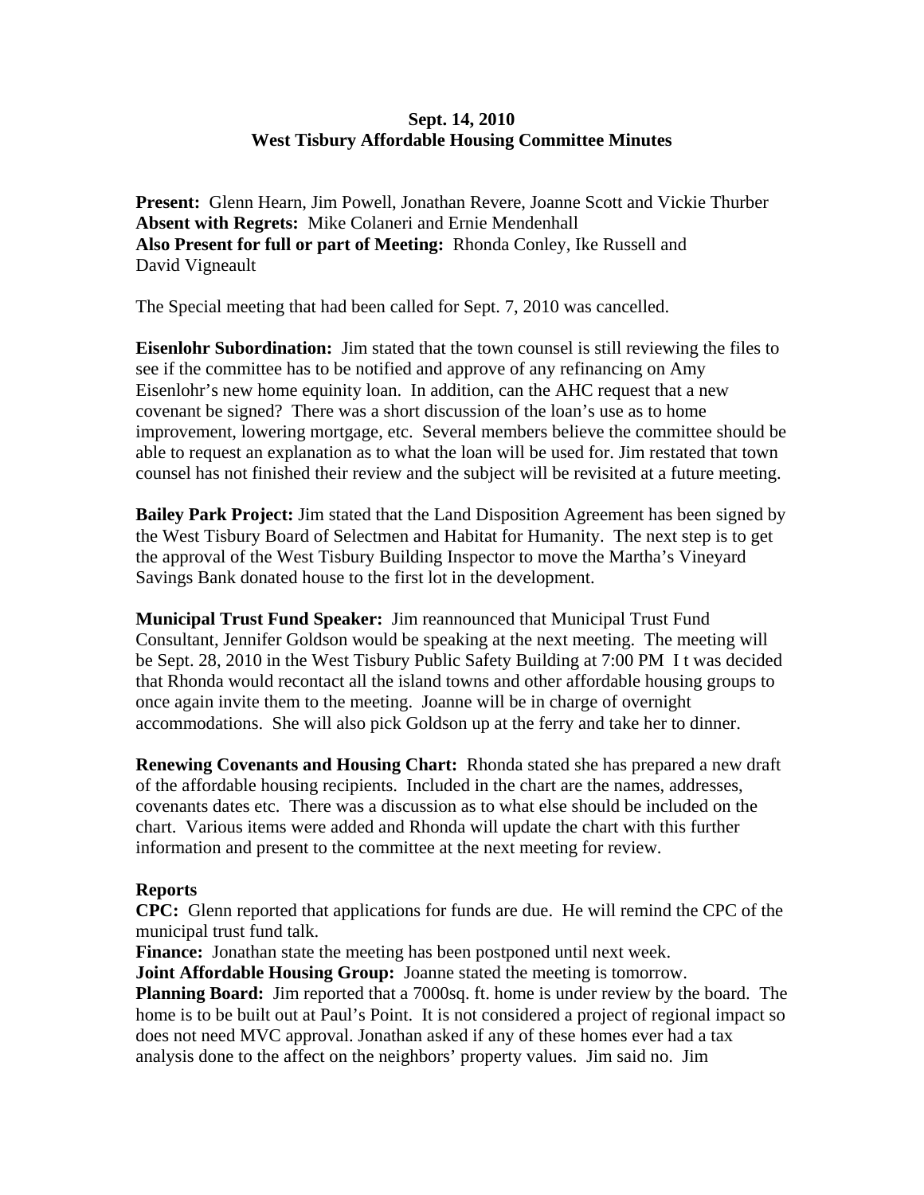**Sept. 14, 2010**
**West Tisbury Affordable Housing Committee Minutes**

**Present:** Glenn Hearn, Jim Powell, Jonathan Revere, Joanne Scott and Vickie Thurber
**Absent with Regrets:** Mike Colaneri and Ernie Mendenhall
**Also Present for full or part of Meeting:** Rhonda Conley, Ike Russell and David Vigneault

The Special meeting that had been called for Sept. 7, 2010 was cancelled.

**Eisenlohr Subordination:** Jim stated that the town counsel is still reviewing the files to see if the committee has to be notified and approve of any refinancing on Amy Eisenlohr's new home equinity loan. In addition, can the AHC request that a new covenant be signed? There was a short discussion of the loan's use as to home improvement, lowering mortgage, etc. Several members believe the committee should be able to request an explanation as to what the loan will be used for. Jim restated that town counsel has not finished their review and the subject will be revisited at a future meeting.

**Bailey Park Project:** Jim stated that the Land Disposition Agreement has been signed by the West Tisbury Board of Selectmen and Habitat for Humanity. The next step is to get the approval of the West Tisbury Building Inspector to move the Martha's Vineyard Savings Bank donated house to the first lot in the development.

**Municipal Trust Fund Speaker:** Jim reannounced that Municipal Trust Fund Consultant, Jennifer Goldson would be speaking at the next meeting. The meeting will be Sept. 28, 2010 in the West Tisbury Public Safety Building at 7:00 PM I t was decided that Rhonda would recontact all the island towns and other affordable housing groups to once again invite them to the meeting. Joanne will be in charge of overnight accommodations. She will also pick Goldson up at the ferry and take her to dinner.

**Renewing Covenants and Housing Chart:** Rhonda stated she has prepared a new draft of the affordable housing recipients. Included in the chart are the names, addresses, covenants dates etc. There was a discussion as to what else should be included on the chart. Various items were added and Rhonda will update the chart with this further information and present to the committee at the next meeting for review.

**Reports**
**CPC:** Glenn reported that applications for funds are due. He will remind the CPC of the municipal trust fund talk.
**Finance:** Jonathan state the meeting has been postponed until next week.
**Joint Affordable Housing Group:** Joanne stated the meeting is tomorrow.
**Planning Board:** Jim reported that a 7000sq. ft. home is under review by the board. The home is to be built out at Paul's Point. It is not considered a project of regional impact so does not need MVC approval. Jonathan asked if any of these homes ever had a tax analysis done to the affect on the neighbors' property values. Jim said no. Jim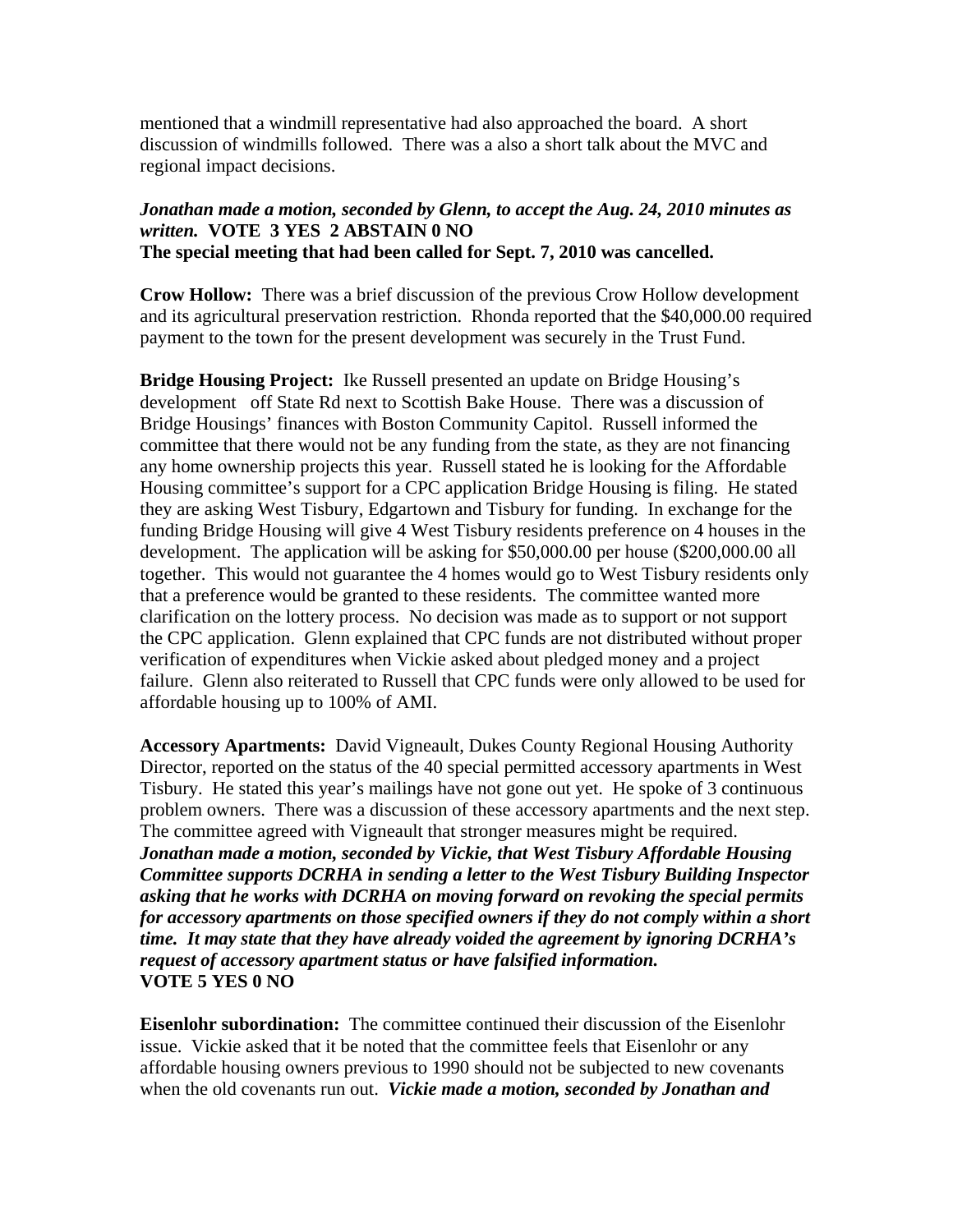mentioned that a windmill representative had also approached the board. A short discussion of windmills followed. There was a also a short talk about the MVC and regional impact decisions.

***Jonathan made a motion, seconded by Glenn, to accept the Aug. 24, 2010 minutes as written.*** **VOTE 3 YES 2 ABSTAIN 0 NO**
**The special meeting that had been called for Sept. 7, 2010 was cancelled.**

**Crow Hollow:** There was a brief discussion of the previous Crow Hollow development and its agricultural preservation restriction. Rhonda reported that the $40,000.00 required payment to the town for the present development was securely in the Trust Fund.

**Bridge Housing Project:** Ike Russell presented an update on Bridge Housing's development off State Rd next to Scottish Bake House. There was a discussion of Bridge Housings' finances with Boston Community Capitol. Russell informed the committee that there would not be any funding from the state, as they are not financing any home ownership projects this year. Russell stated he is looking for the Affordable Housing committee's support for a CPC application Bridge Housing is filing. He stated they are asking West Tisbury, Edgartown and Tisbury for funding. In exchange for the funding Bridge Housing will give 4 West Tisbury residents preference on 4 houses in the development. The application will be asking for $50,000.00 per house ($200,000.00 all together. This would not guarantee the 4 homes would go to West Tisbury residents only that a preference would be granted to these residents. The committee wanted more clarification on the lottery process. No decision was made as to support or not support the CPC application. Glenn explained that CPC funds are not distributed without proper verification of expenditures when Vickie asked about pledged money and a project failure. Glenn also reiterated to Russell that CPC funds were only allowed to be used for affordable housing up to 100% of AMI.

**Accessory Apartments:** David Vigneault, Dukes County Regional Housing Authority Director, reported on the status of the 40 special permitted accessory apartments in West Tisbury. He stated this year's mailings have not gone out yet. He spoke of 3 continuous problem owners. There was a discussion of these accessory apartments and the next step. The committee agreed with Vigneault that stronger measures might be required.
***Jonathan made a motion, seconded by Vickie, that West Tisbury Affordable Housing Committee supports DCRHA in sending a letter to the West Tisbury Building Inspector asking that he works with DCRHA on moving forward on revoking the special permits for accessory apartments on those specified owners if they do not comply within a short time. It may state that they have already voided the agreement by ignoring DCRHA's request of accessory apartment status or have falsified information.***
**VOTE 5 YES 0 NO**

**Eisenlohr subordination:** The committee continued their discussion of the Eisenlohr issue. Vickie asked that it be noted that the committee feels that Eisenlohr or any affordable housing owners previous to 1990 should not be subjected to new covenants when the old covenants run out. ***Vickie made a motion, seconded by Jonathan and***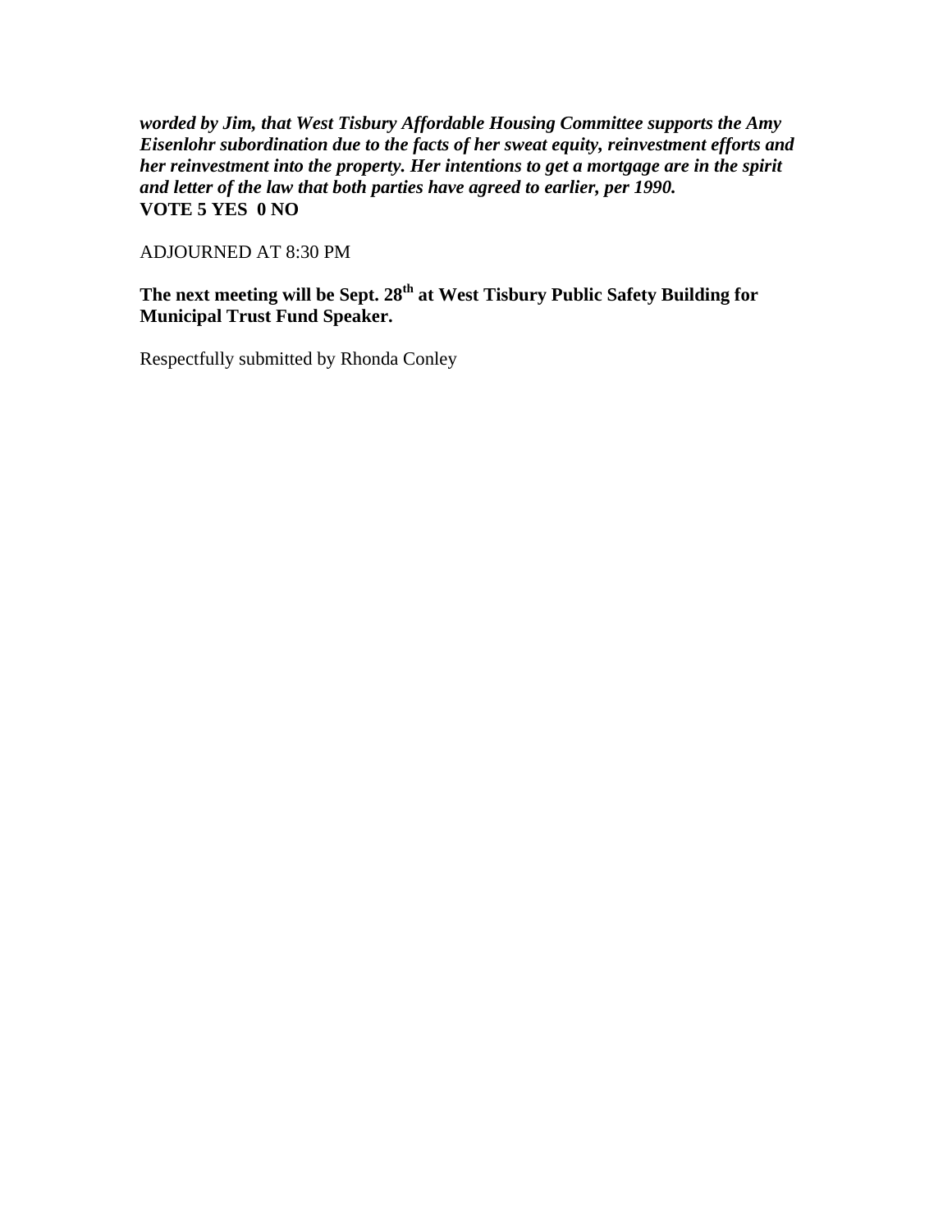***worded by Jim, that West Tisbury Affordable Housing Committee supports the Amy Eisenlohr subordination due to the facts of her sweat equity, reinvestment efforts and her reinvestment into the property. Her intentions to get a mortgage are in the spirit and letter of the law that both parties have agreed to earlier, per 1990.***
**VOTE 5 YES 0 NO**

ADJOURNED AT 8:30 PM

**The next meeting will be Sept. 28th at West Tisbury Public Safety Building for Municipal Trust Fund Speaker.**

Respectfully submitted by Rhonda Conley